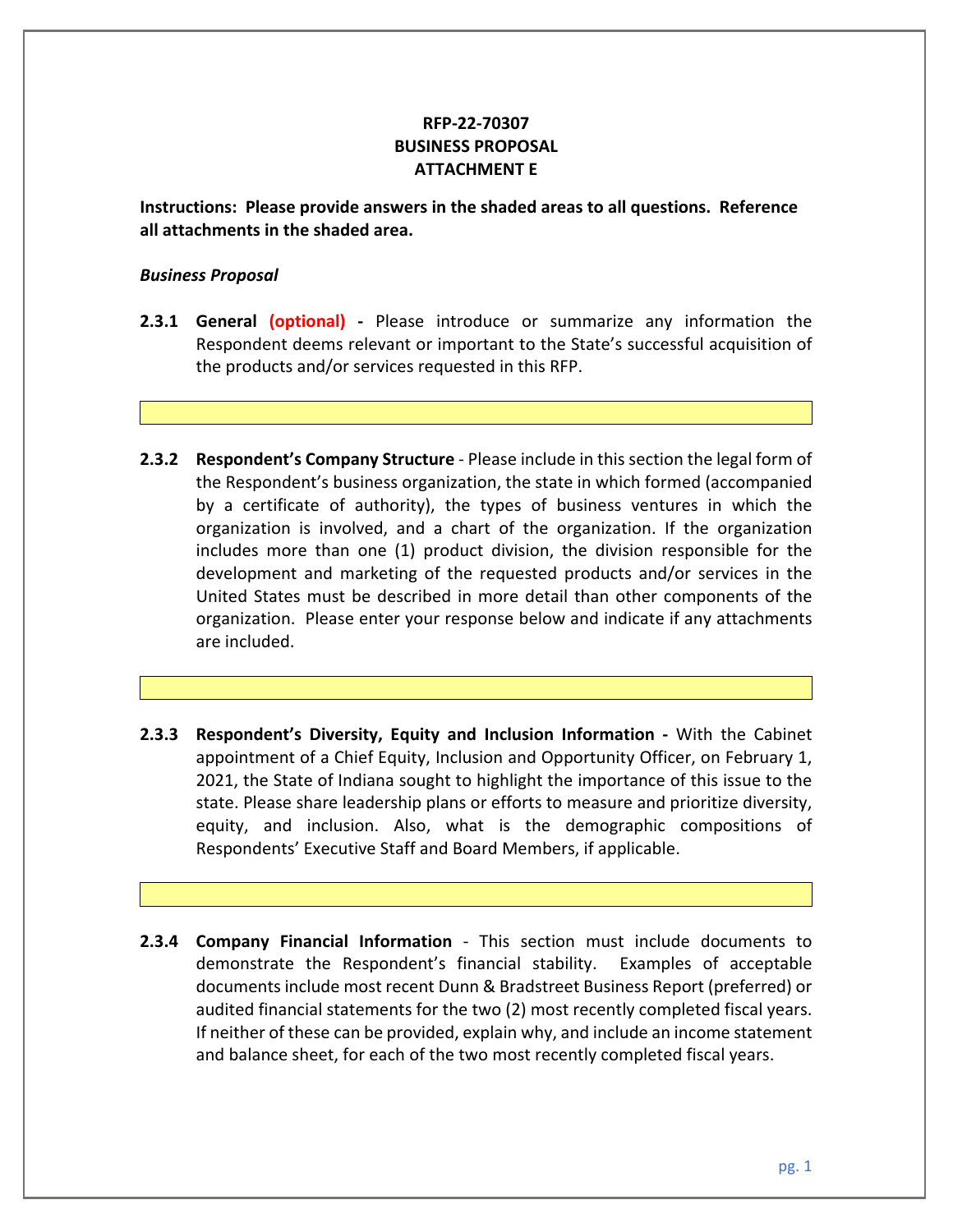**RFP-22-70307**
**BUSINESS PROPOSAL**
**ATTACHMENT E**

**Instructions: Please provide answers in the shaded areas to all questions. Reference all attachments in the shaded area.**

***Business Proposal***

**2.3.1 General (optional) -** Please introduce or summarize any information the Respondent deems relevant or important to the State's successful acquisition of the products and/or services requested in this RFP.

**2.3.2 Respondent's Company Structure** - Please include in this section the legal form of the Respondent's business organization, the state in which formed (accompanied by a certificate of authority), the types of business ventures in which the organization is involved, and a chart of the organization. If the organization includes more than one (1) product division, the division responsible for the development and marketing of the requested products and/or services in the United States must be described in more detail than other components of the organization. Please enter your response below and indicate if any attachments are included.

**2.3.3 Respondent's Diversity, Equity and Inclusion Information -** With the Cabinet appointment of a Chief Equity, Inclusion and Opportunity Officer, on February 1, 2021, the State of Indiana sought to highlight the importance of this issue to the state. Please share leadership plans or efforts to measure and prioritize diversity, equity, and inclusion. Also, what is the demographic compositions of Respondents' Executive Staff and Board Members, if applicable.

**2.3.4 Company Financial Information** - This section must include documents to demonstrate the Respondent's financial stability. Examples of acceptable documents include most recent Dunn & Bradstreet Business Report (preferred) or audited financial statements for the two (2) most recently completed fiscal years. If neither of these can be provided, explain why, and include an income statement and balance sheet, for each of the two most recently completed fiscal years.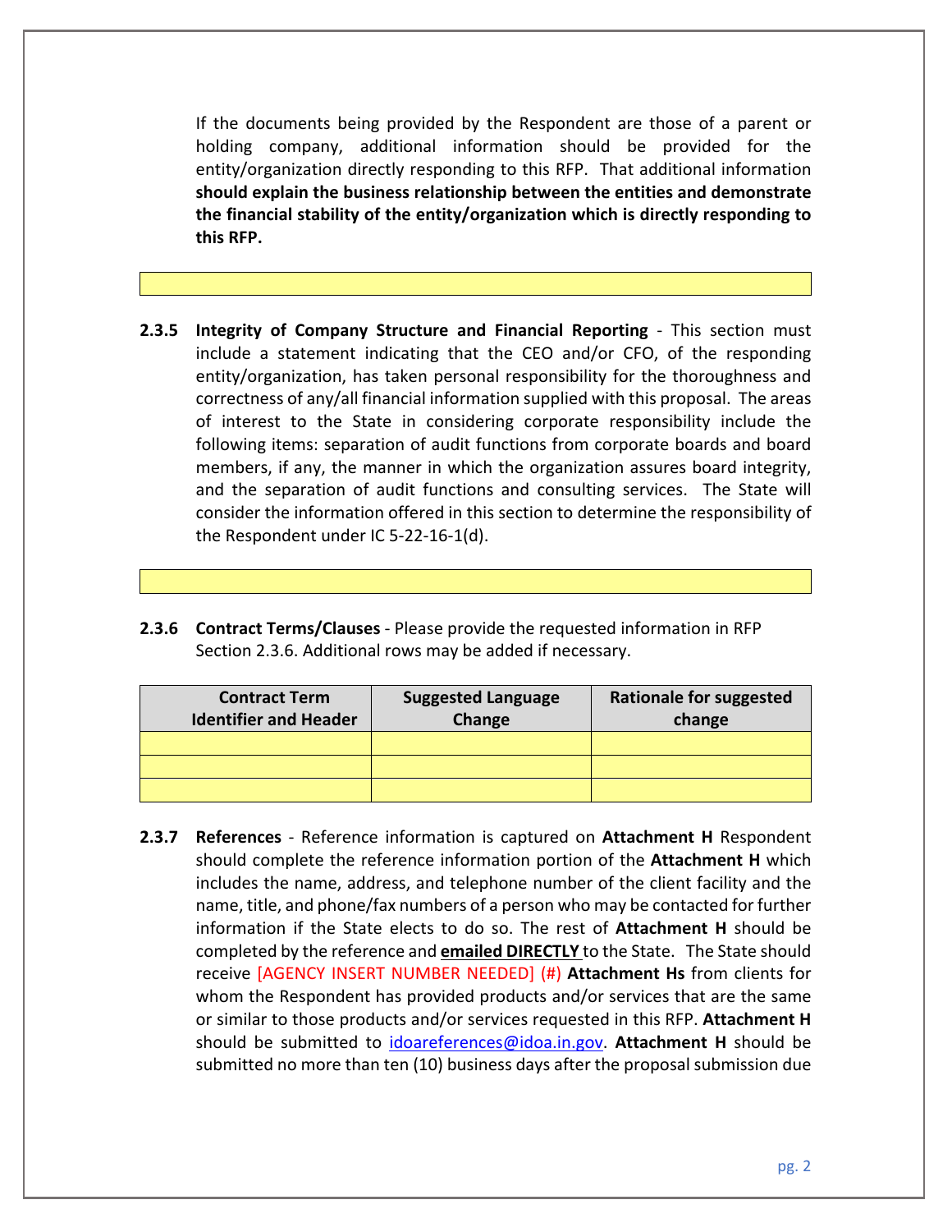If the documents being provided by the Respondent are those of a parent or holding company, additional information should be provided for the entity/organization directly responding to this RFP. That additional information **should explain the business relationship between the entities and demonstrate the financial stability of the entity/organization which is directly responding to this RFP.**

**2.3.5 Integrity of Company Structure and Financial Reporting** - This section must include a statement indicating that the CEO and/or CFO, of the responding entity/organization, has taken personal responsibility for the thoroughness and correctness of any/all financial information supplied with this proposal. The areas of interest to the State in considering corporate responsibility include the following items: separation of audit functions from corporate boards and board members, if any, the manner in which the organization assures board integrity, and the separation of audit functions and consulting services. The State will consider the information offered in this section to determine the responsibility of the Respondent under IC 5-22-16-1(d).

**2.3.6 Contract Terms/Clauses** - Please provide the requested information in RFP Section 2.3.6. Additional rows may be added if necessary.

| Contract Term Identifier and Header | Suggested Language Change | Rationale for suggested change |
|---|---|---|
| | | |
| | | |
| | | |

**2.3.7 References** - Reference information is captured on **Attachment H** Respondent should complete the reference information portion of the **Attachment H** which includes the name, address, and telephone number of the client facility and the name, title, and phone/fax numbers of a person who may be contacted for further information if the State elects to do so. The rest of **Attachment H** should be completed by the reference and **emailed DIRECTLY** to the State. The State should receive [AGENCY INSERT NUMBER NEEDED] (#) **Attachment Hs** from clients for whom the Respondent has provided products and/or services that are the same or similar to those products and/or services requested in this RFP. **Attachment H** should be submitted to idoareferences@idoa.in.gov. **Attachment H** should be submitted no more than ten (10) business days after the proposal submission due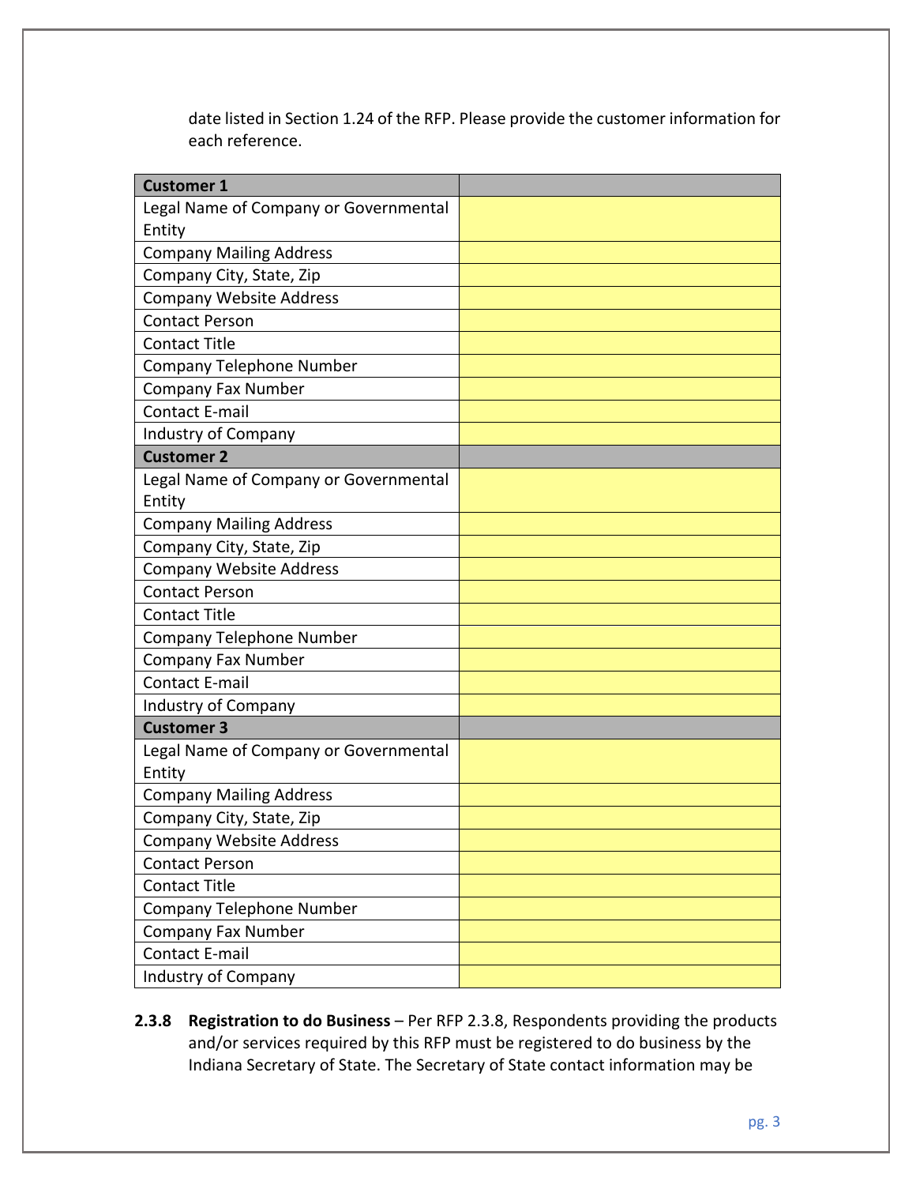date listed in Section 1.24 of the RFP. Please provide the customer information for each reference.

| **Customer 1** | |
|---|---|
| Legal Name of Company or Governmental Entity | |
| Company Mailing Address | |
| Company City, State, Zip | |
| Company Website Address | |
| Contact Person | |
| Contact Title | |
| Company Telephone Number | |
| Company Fax Number | |
| Contact E-mail | |
| Industry of Company | |
| **Customer 2** | |
| Legal Name of Company or Governmental Entity | |
| Company Mailing Address | |
| Company City, State, Zip | |
| Company Website Address | |
| Contact Person | |
| Contact Title | |
| Company Telephone Number | |
| Company Fax Number | |
| Contact E-mail | |
| Industry of Company | |
| **Customer 3** | |
| Legal Name of Company or Governmental Entity | |
| Company Mailing Address | |
| Company City, State, Zip | |
| Company Website Address | |
| Contact Person | |
| Contact Title | |
| Company Telephone Number | |
| Company Fax Number | |
| Contact E-mail | |
| Industry of Company | |

**2.3.8 Registration to do Business** – Per RFP 2.3.8, Respondents providing the products and/or services required by this RFP must be registered to do business by the Indiana Secretary of State. The Secretary of State contact information may be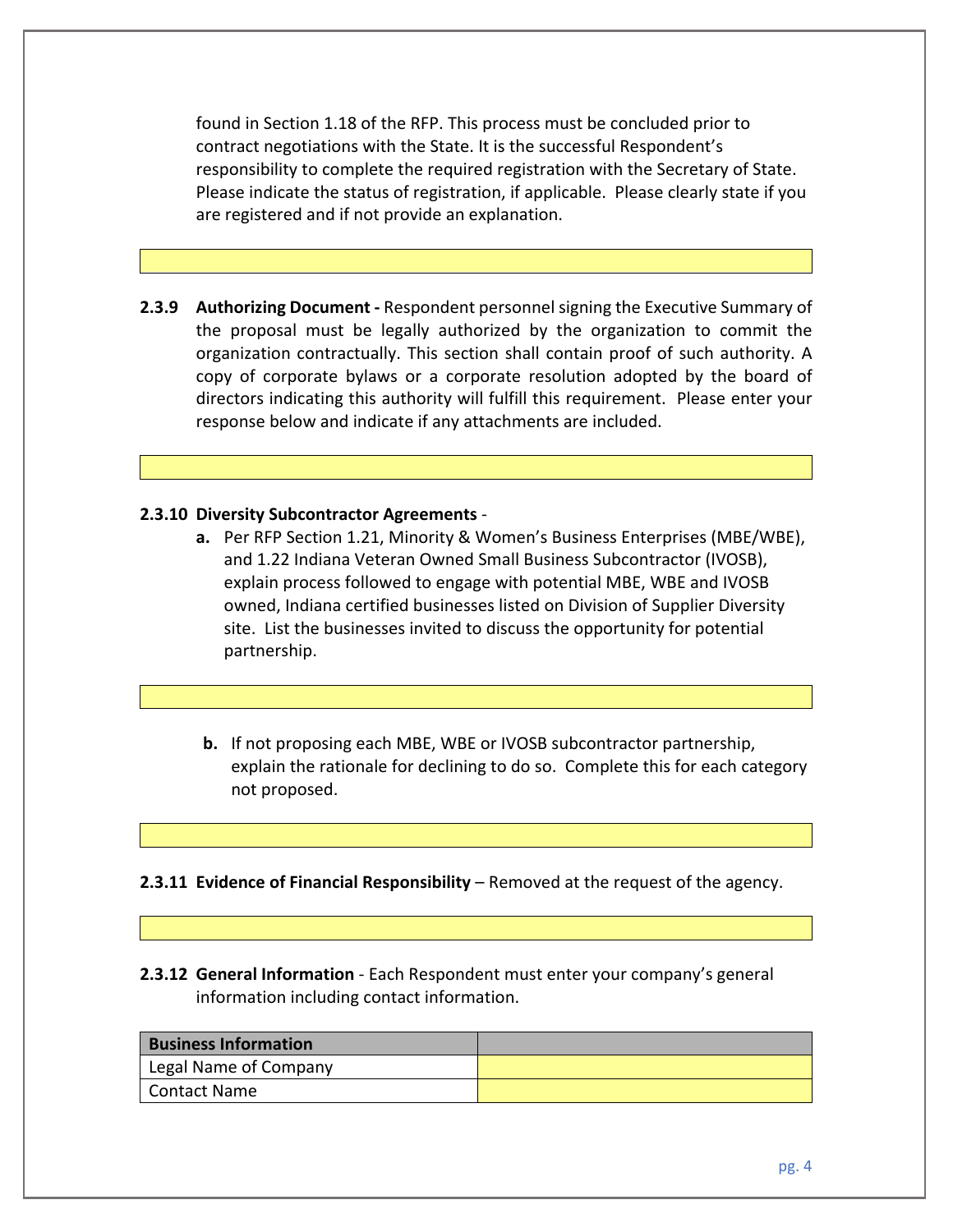found in Section 1.18 of the RFP. This process must be concluded prior to contract negotiations with the State. It is the successful Respondent's responsibility to complete the required registration with the Secretary of State. Please indicate the status of registration, if applicable. Please clearly state if you are registered and if not provide an explanation.

**2.3.9 Authorizing Document -** Respondent personnel signing the Executive Summary of the proposal must be legally authorized by the organization to commit the organization contractually. This section shall contain proof of such authority. A copy of corporate bylaws or a corporate resolution adopted by the board of directors indicating this authority will fulfill this requirement. Please enter your response below and indicate if any attachments are included.

**2.3.10 Diversity Subcontractor Agreements** -

**a.** Per RFP Section 1.21, Minority & Women's Business Enterprises (MBE/WBE), and 1.22 Indiana Veteran Owned Small Business Subcontractor (IVOSB), explain process followed to engage with potential MBE, WBE and IVOSB owned, Indiana certified businesses listed on Division of Supplier Diversity site. List the businesses invited to discuss the opportunity for potential partnership.

**b.** If not proposing each MBE, WBE or IVOSB subcontractor partnership, explain the rationale for declining to do so. Complete this for each category not proposed.

**2.3.11 Evidence of Financial Responsibility** – Removed at the request of the agency.

**2.3.12 General Information** - Each Respondent must enter your company's general information including contact information.

| Business Information | |
|---|---|
| Legal Name of Company | |
| Contact Name | |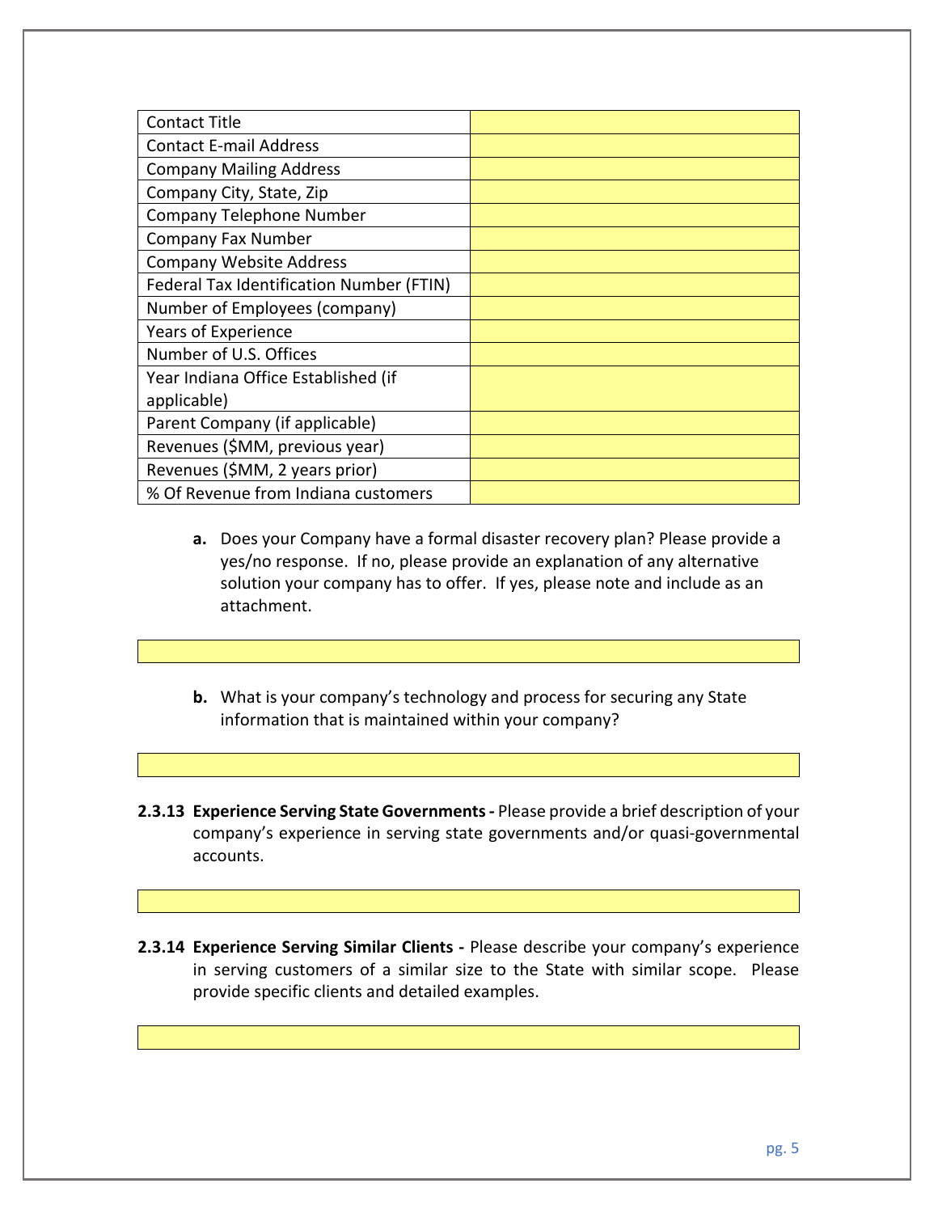| | |
|---|---|
| Contact Title | |
| Contact E-mail Address | |
| Company Mailing Address | |
| Company City, State, Zip | |
| Company Telephone Number | |
| Company Fax Number | |
| Company Website Address | |
| Federal Tax Identification Number (FTIN) | |
| Number of Employees (company) | |
| Years of Experience | |
| Number of U.S. Offices | |
| Year Indiana Office Established (if applicable) | |
| Parent Company (if applicable) | |
| Revenues ($MM, previous year) | |
| Revenues ($MM, 2 years prior) | |
| % Of Revenue from Indiana customers | |

**a.** Does your Company have a formal disaster recovery plan? Please provide a yes/no response. If no, please provide an explanation of any alternative solution your company has to offer. If yes, please note and include as an attachment.

**b.** What is your company's technology and process for securing any State information that is maintained within your company?

**2.3.13 Experience Serving State Governments -** Please provide a brief description of your company's experience in serving state governments and/or quasi-governmental accounts.

**2.3.14 Experience Serving Similar Clients -** Please describe your company's experience in serving customers of a similar size to the State with similar scope. Please provide specific clients and detailed examples.